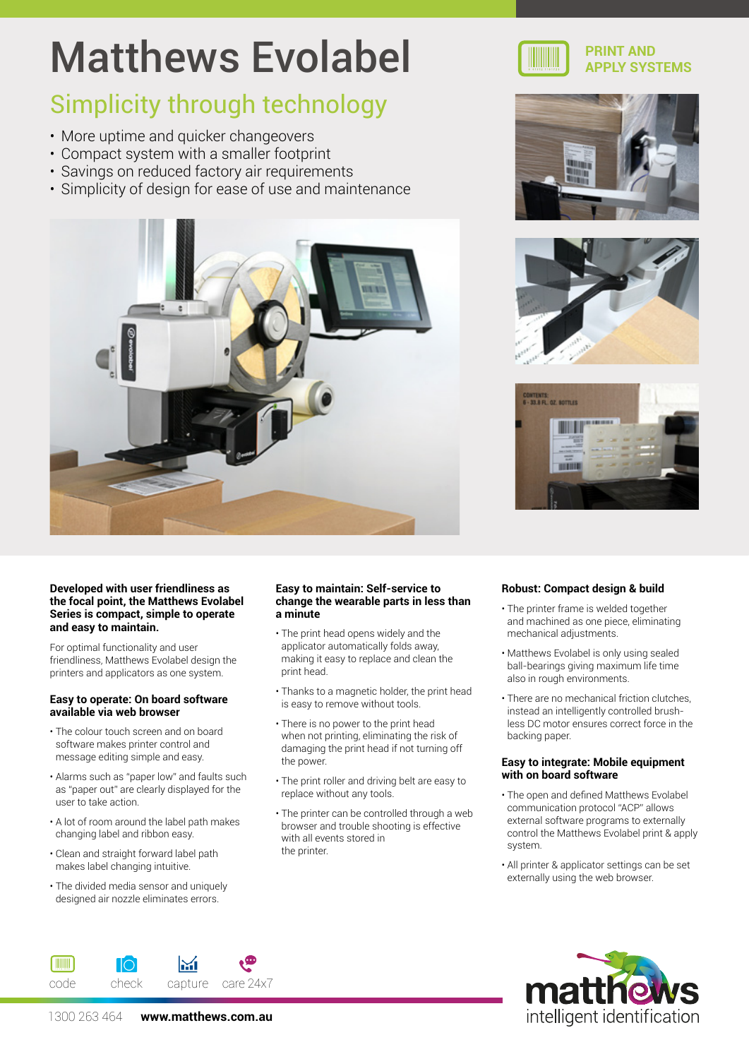# Matthews Evolabel

PRINT AND APPLY SYSTEMS

## Simplicity through technology

- More uptime and quicker changeovers
- Compact system with a smaller footprint
- Savings on reduced factory air requirements
- Simplicity of design for ease of use and maintenance

**Developed with user friendliness as the focal point, the Matthews Evolabel Series is compact, simple to operate and easy to maintain.**

For optimal functionality and user friendliness, Matthews Evolabel design the printers and applicators as one system.

### Easy to operate: On board software available via web browser

- The colour touch screen and on board software makes printer control and message editing simple and easy.
- Alarms such as "paper low" and faults such as "paper out" are clearly displayed for the user to take action.
- A lot of room around the label path makes changing label and ribbon easy.
- Clean and straight forward label path makes label changing intuitive.
- The divided media sensor and uniquely designed air nozzle eliminates errors.

### Easy to maintain: Self-service to change the wearable parts in less than a minute

- The print head opens widely and the applicator automatically folds away, making it easy to replace and clean the print head.
- Thanks to a magnetic holder, the print head is easy to remove without tools.
- There is no power to the print head when not printing, eliminating the risk of damaging the print head if not turning off the power.
- The print roller and driving belt are easy to replace without any tools.
- The printer can be controlled through a web browser and trouble shooting is effective with all events stored in the printer.

### Robust: Compact design & build

- The printer frame is welded together and machined as one piece, eliminating mechanical adjustments.
- Matthews Evolabel is only using sealed ball-bearings giving maximum life time also in rough environments.
- There are no mechanical friction clutches, instead an intelligently controlled brush-less DC motor ensures correct force in the backing paper.

### Easy to integrate: Mobile equipment with on board software

- The open and defined Matthews Evolabel communication protocol "ACP" allows external software programs to externally control the Matthews Evolabel print & apply system.
- All printer & applicator settings can be set externally using the web browser.

code check capture care 24x7

1300 263 464 **www.matthews.com.au**

matthews intelligent identification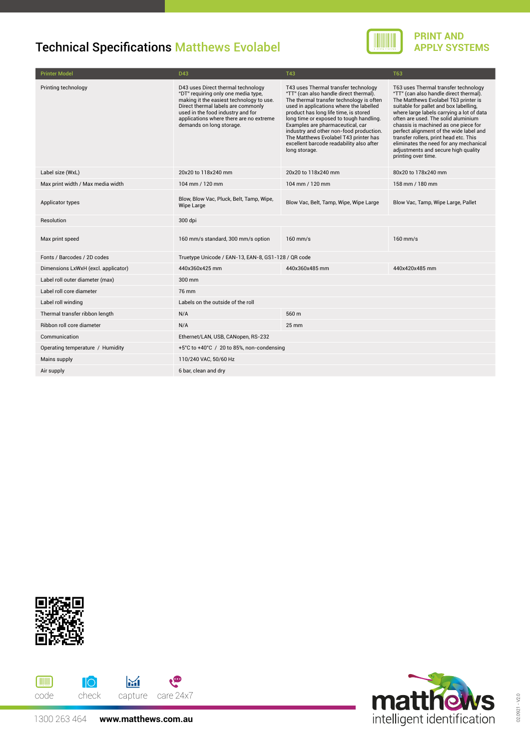# Technical Specifications Matthews Evolabel

PRINT AND APPLY SYSTEMS

| Printer Model | D43 | T43 | T63 |
| --- | --- | --- | --- |
| Printing technology | D43 uses Direct thermal technology "DT" requiring only one media type, making it the easiest technology to use. Direct thermal labels are commonly used in the food industry and for applications where there are no extreme demands on long storage. | T43 uses Thermal transfer technology "TT" (can also handle direct thermal). The thermal transfer technology is often used in applications where the labelled product has long life time, is stored long time or exposed to tough handling. Examples are pharmaceutical, car industry and other non-food production. The Matthews Evolabel T43 printer has excellent barcode readability also after long storage. | T63 uses Thermal transfer technology "TT" (can also handle direct thermal). The Matthews Evolabel T63 printer is suitable for pallet and box labelling, where large labels carrying a lot of data often are used. The solid aluminium chassis is machined as one piece for perfect alignment of the wide label and transfer rollers, print head etc. This eliminates the need for any mechanical adjustments and secure high quality printing over time. |
| Label size (WxL) | 20x20 to 118x240 mm | 20x20 to 118x240 mm | 80x20 to 178x240 mm |
| Max print width / Max media width | 104 mm / 120 mm | 104 mm / 120 mm | 158 mm / 180 mm |
| Applicator types | Blow, Blow Vac, Pluck, Belt, Tamp, Wipe, Wipe Large | Blow Vac, Belt, Tamp, Wipe, Wipe Large | Blow Vac, Tamp, Wipe Large, Pallet |
| Resolution | 300 dpi | | |
| Max print speed | 160 mm/s standard, 300 mm/s option | 160 mm/s | 160 mm/s |
| Fonts / Barcodes / 2D codes | Truetype Unicode / EAN-13, EAN-8, GS1-128 / QR code | | |
| Dimensions LxWxH (excl. applicator) | 440x360x425 mm | 440x360x485 mm | 440x420x485 mm |
| Label roll outer diameter (max) | 300 mm | | |
| Label roll core diameter | 76 mm | | |
| Label roll winding | Labels on the outside of the roll | | |
| Thermal transfer ribbon length | N/A | 560 m | |
| Ribbon roll core diameter | N/A | 25 mm | |
| Communication | Ethernet/LAN, USB, CANopen, RS-232 | | |
| Operating temperature / Humidity | +5°C to +40°C / 20 to 85%, non-condensing | | |
| Mains supply | 110/240 VAC, 50/60 Hz | | |
| Air supply | 6 bar, clean and dry | | |

code check capture care 24x7

1300 263 464 **www.matthews.com.au**

matthews intelligent identification

02.0921 - V2.0